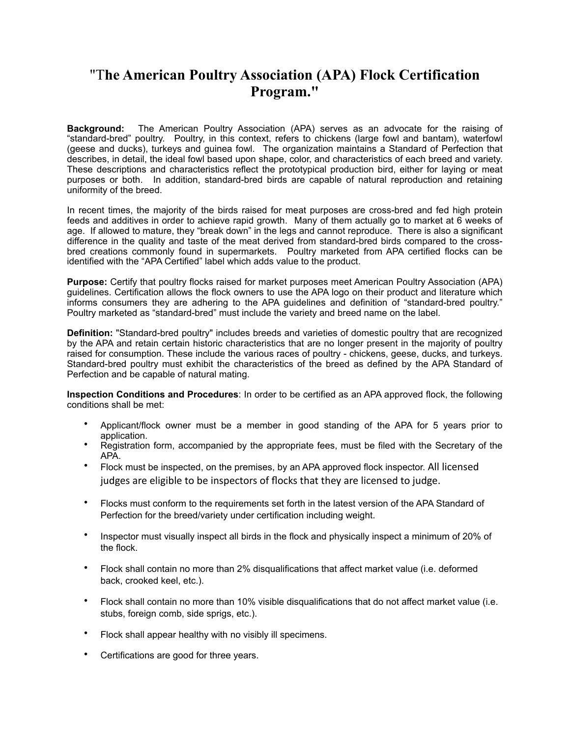# "The American Poultry Association (APA) Flock Certification Program."

**Background:** The American Poultry Association (APA) serves as an advocate for the raising of "standard-bred" poultry. Poultry, in this context, refers to chickens (large fowl and bantam), waterfowl (geese and ducks), turkeys and guinea fowl. The organization maintains a Standard of Perfection that describes, in detail, the ideal fowl based upon shape, color, and characteristics of each breed and variety. These descriptions and characteristics reflect the prototypical production bird, either for laying or meat purposes or both. In addition, standard-bred birds are capable of natural reproduction and retaining uniformity of the breed.

In recent times, the majority of the birds raised for meat purposes are cross-bred and fed high protein feeds and additives in order to achieve rapid growth. Many of them actually go to market at 6 weeks of age. If allowed to mature, they "break down" in the legs and cannot reproduce. There is also a significant difference in the quality and taste of the meat derived from standard-bred birds compared to the cross-bred creations commonly found in supermarkets. Poultry marketed from APA certified flocks can be identified with the "APA Certified" label which adds value to the product.

**Purpose:** Certify that poultry flocks raised for market purposes meet American Poultry Association (APA) guidelines. Certification allows the flock owners to use the APA logo on their product and literature which informs consumers they are adhering to the APA guidelines and definition of "standard-bred poultry." Poultry marketed as "standard-bred" must include the variety and breed name on the label.

**Definition:** "Standard-bred poultry" includes breeds and varieties of domestic poultry that are recognized by the APA and retain certain historic characteristics that are no longer present in the majority of poultry raised for consumption. These include the various races of poultry - chickens, geese, ducks, and turkeys. Standard-bred poultry must exhibit the characteristics of the breed as defined by the APA Standard of Perfection and be capable of natural mating.

**Inspection Conditions and Procedures**: In order to be certified as an APA approved flock, the following conditions shall be met:

- Applicant/flock owner must be a member in good standing of the APA for 5 years prior to application.
- Registration form, accompanied by the appropriate fees, must be filed with the Secretary of the APA.
- Flock must be inspected, on the premises, by an APA approved flock inspector. All licensed judges are eligible to be inspectors of flocks that they are licensed to judge.
- Flocks must conform to the requirements set forth in the latest version of the APA Standard of Perfection for the breed/variety under certification including weight.
- Inspector must visually inspect all birds in the flock and physically inspect a minimum of 20% of the flock.
- Flock shall contain no more than 2% disqualifications that affect market value (i.e. deformed back, crooked keel, etc.).
- Flock shall contain no more than 10% visible disqualifications that do not affect market value (i.e. stubs, foreign comb, side sprigs, etc.).
- Flock shall appear healthy with no visibly ill specimens.
- Certifications are good for three years.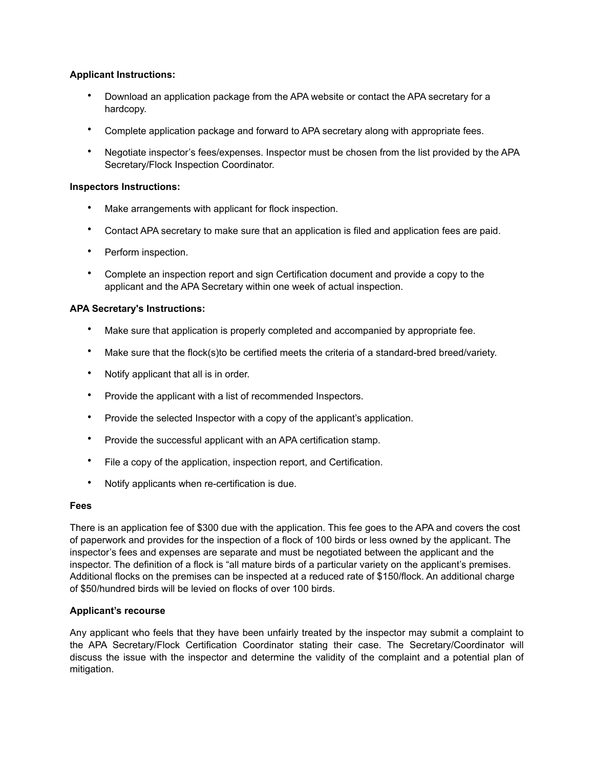**Applicant Instructions:**

- Download an application package from the APA website or contact the APA secretary for a hardcopy.
- Complete application package and forward to APA secretary along with appropriate fees.
- Negotiate inspector's fees/expenses. Inspector must be chosen from the list provided by the APA Secretary/Flock Inspection Coordinator.

**Inspectors Instructions:**

- Make arrangements with applicant for flock inspection.
- Contact APA secretary to make sure that an application is filed and application fees are paid.
- Perform inspection.
- Complete an inspection report and sign Certification document and provide a copy to the applicant and the APA Secretary within one week of actual inspection.

**APA Secretary's Instructions:**

- Make sure that application is properly completed and accompanied by appropriate fee.
- Make sure that the flock(s)to be certified meets the criteria of a standard-bred breed/variety.
- Notify applicant that all is in order.
- Provide the applicant with a list of recommended Inspectors.
- Provide the selected Inspector with a copy of the applicant's application.
- Provide the successful applicant with an APA certification stamp.
- File a copy of the application, inspection report, and Certification.
- Notify applicants when re-certification is due.

**Fees**

There is an application fee of $300 due with the application. This fee goes to the APA and covers the cost of paperwork and provides for the inspection of a flock of 100 birds or less owned by the applicant. The inspector's fees and expenses are separate and must be negotiated between the applicant and the inspector. The definition of a flock is "all mature birds of a particular variety on the applicant's premises. Additional flocks on the premises can be inspected at a reduced rate of $150/flock. An additional charge of $50/hundred birds will be levied on flocks of over 100 birds.

**Applicant's recourse**

Any applicant who feels that they have been unfairly treated by the inspector may submit a complaint to the APA Secretary/Flock Certification Coordinator stating their case. The Secretary/Coordinator will discuss the issue with the inspector and determine the validity of the complaint and a potential plan of mitigation.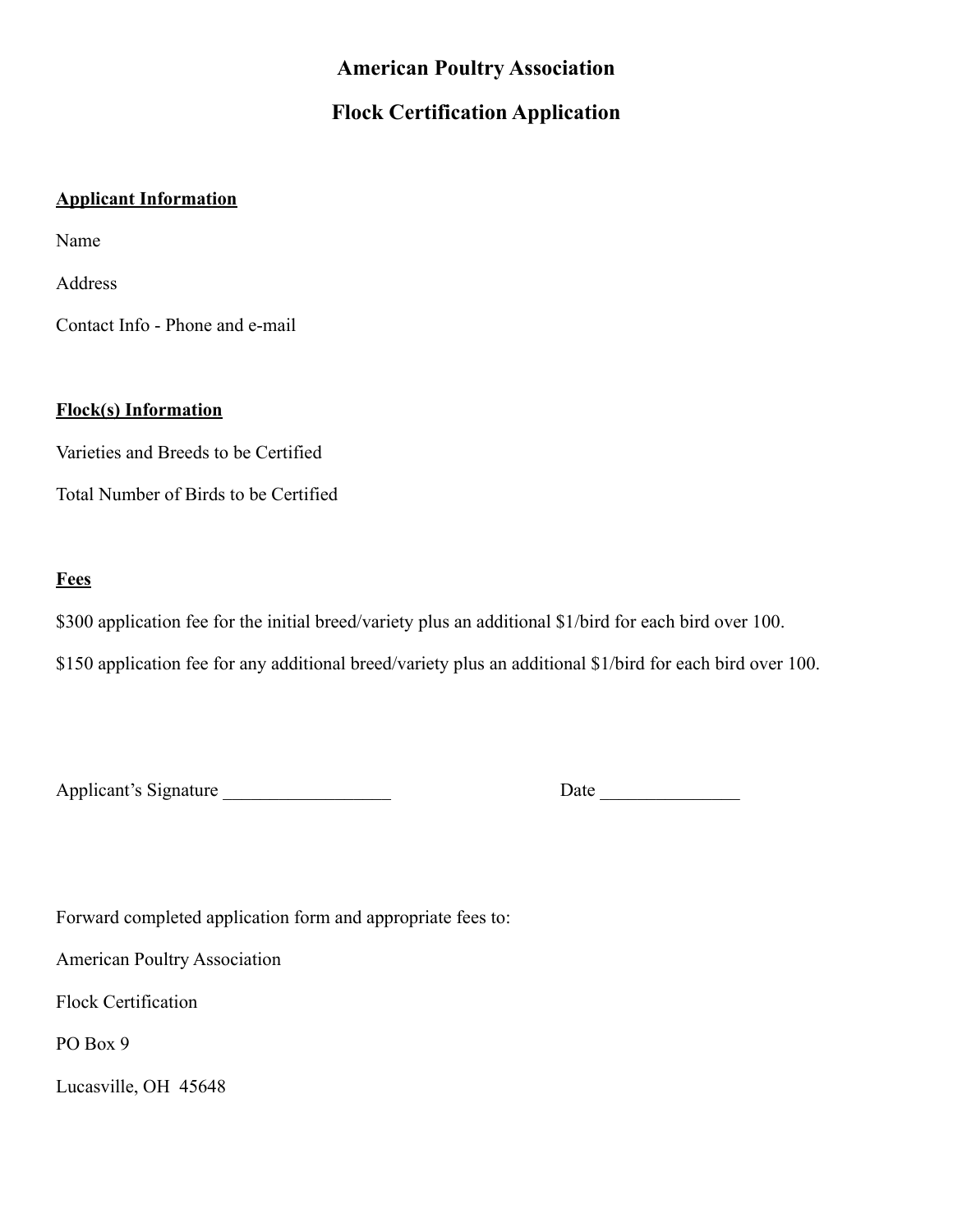# American Poultry Association

## Flock Certification Application

**Applicant Information**

Name

Address

Contact Info - Phone and e-mail

**Flock(s) Information**

Varieties and Breeds to be Certified

Total Number of Birds to be Certified

**Fees**

$300 application fee for the initial breed/variety plus an additional $1/bird for each bird over 100.

$150 application fee for any additional breed/variety plus an additional $1/bird for each bird over 100.

Applicant's Signature __________________ Date _______________

Forward completed application form and appropriate fees to:

American Poultry Association

Flock Certification

PO Box 9

Lucasville, OH 45648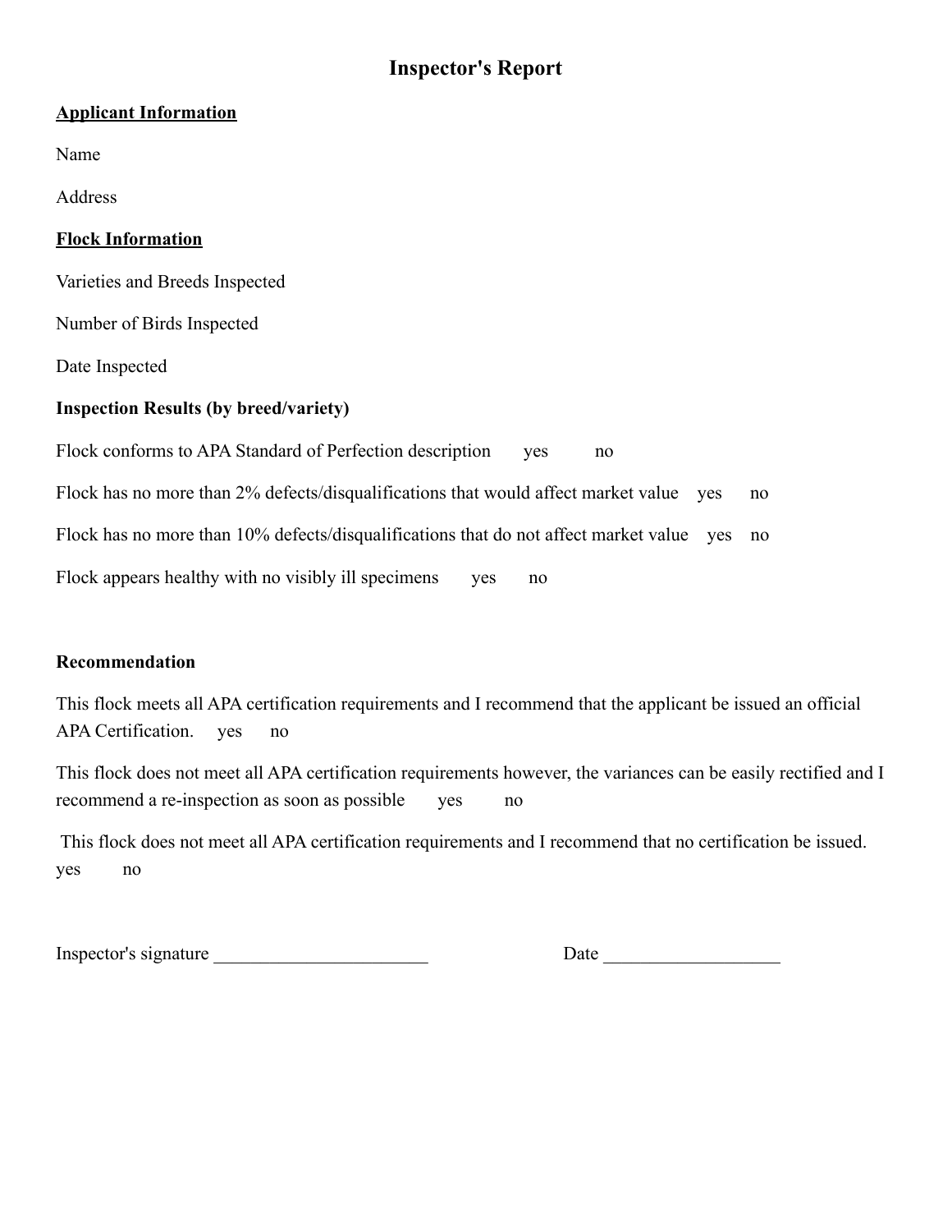# Inspector's Report

**Applicant Information**

Name

Address

**Flock Information**

Varieties and Breeds Inspected

Number of Birds Inspected

Date Inspected

**Inspection Results (by breed/variety)**

Flock conforms to APA Standard of Perfection description yes no

Flock has no more than 2% defects/disqualifications that would affect market value yes no

Flock has no more than 10% defects/disqualifications that do not affect market value yes no

Flock appears healthy with no visibly ill specimens yes no

**Recommendation**

This flock meets all APA certification requirements and I recommend that the applicant be issued an official APA Certification. yes no

This flock does not meet all APA certification requirements however, the variances can be easily rectified and I recommend a re-inspection as soon as possible yes no

This flock does not meet all APA certification requirements and I recommend that no certification be issued. yes no

Inspector's signature _______________________ Date ___________________